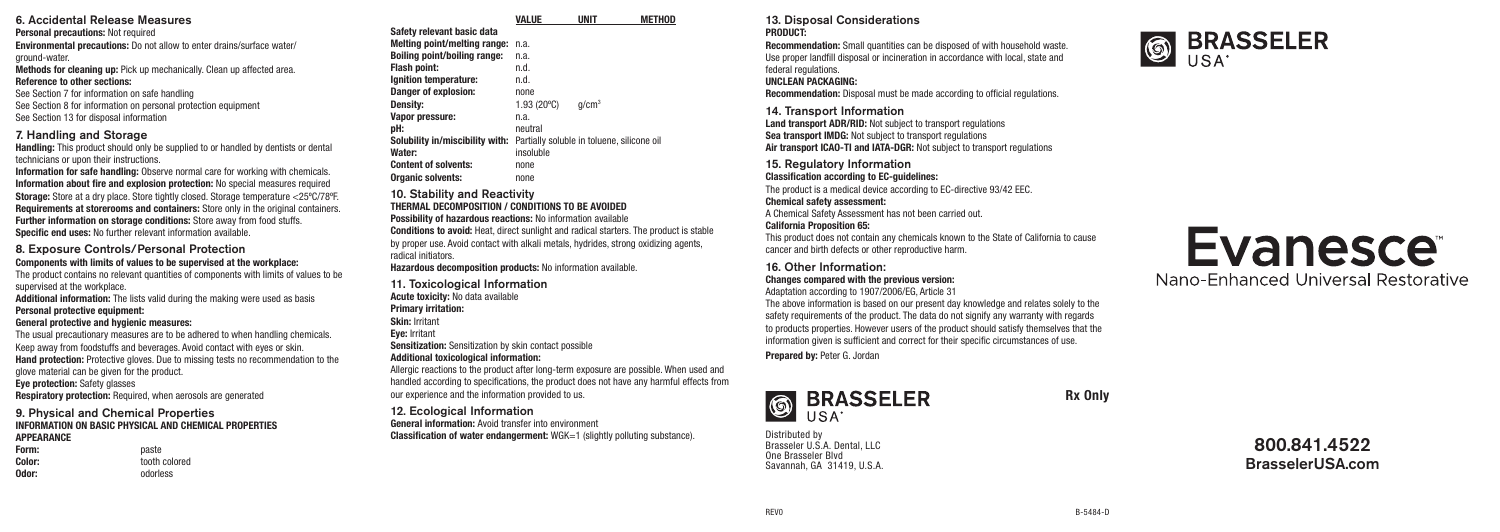## 6. Accidental Release Measures

**Personal precautions:** Not required

**Environmental precautions:** Do not allow to enter drains/surface water/ground-water.

**Methods for cleaning up:** Pick up mechanically. Clean up affected area.

**Reference to other sections:**

See Section 7 for information on safe handling

See Section 8 for information on personal protection equipment

See Section 13 for disposal information

## 7. Handling and Storage

**Handling:** This product should only be supplied to or handled by dentists or dental technicians or upon their instructions.

**Information for safe handling:** Observe normal care for working with chemicals.

**Information about fire and explosion protection:** No special measures required

**Storage:** Store at a dry place. Store tightly closed. Storage temperature <25ºC/78ºF.

**Requirements at storerooms and containers:** Store only in the original containers.

**Further information on storage conditions:** Store away from food stuffs.

**Specific end uses:** No further relevant information available.

## 8. Exposure Controls/Personal Protection

**Components with limits of values to be supervised at the workplace:**

The product contains no relevant quantities of components with limits of values to be supervised at the workplace.

**Additional information:** The lists valid during the making were used as basis

**Personal protective equipment:**

**General protective and hygienic measures:**

The usual precautionary measures are to be adhered to when handling chemicals.

Keep away from foodstuffs and beverages. Avoid contact with eyes or skin.

**Hand protection:** Protective gloves. Due to missing tests no recommendation to the glove material can be given for the product.

**Eye protection:** Safety glasses

**Respiratory protection:** Required, when aerosols are generated

## 9. Physical and Chemical Properties

**INFORMATION ON BASIC PHYSICAL AND CHEMICAL PROPERTIES**

**APPEARANCE**

**Form:** paste

**Color:** tooth colored

**Odor:** odorless

| | VALUE | UNIT | METHOD |
|---|---|---|---|
| **Safety relevant basic data** | | | |
| **Melting point/melting range:** | n.a. | | |
| **Boiling point/boiling range:** | n.a. | | |
| **Flash point:** | n.d. | | |
| **Ignition temperature:** | n.d. | | |
| **Danger of explosion:** | none | | |
| **Density:** | 1.93 (20ºC) | $g/cm^3$ | |
| **Vapor pressure:** | n.a. | | |
| **pH:** | neutral | | |
| **Solubility in/miscibility with:** | Partially soluble in toluene, silicone oil | | |
| **Water:** | insoluble | | |
| **Content of solvents:** | none | | |
| **Organic solvents:** | none | | |

## 10. Stability and Reactivity

**THERMAL DECOMPOSITION / CONDITIONS TO BE AVOIDED**

**Possibility of hazardous reactions:** No information available

**Conditions to avoid:** Heat, direct sunlight and radical starters. The product is stable by proper use. Avoid contact with alkali metals, hydrides, strong oxidizing agents, radical initiators.

**Hazardous decomposition products:** No information available.

## 11. Toxicological Information

**Acute toxicity:** No data available

**Primary irritation:**

**Skin:** Irritant

**Eye:** Irritant

**Sensitization:** Sensitization by skin contact possible

**Additional toxicological information:**

Allergic reactions to the product after long-term exposure are possible. When used and handled according to specifications, the product does not have any harmful effects from our experience and the information provided to us.

## 12. Ecological Information

**General information:** Avoid transfer into environment

**Classification of water endangerment:** WGK=1 (slightly polluting substance).

## 13. Disposal Considerations

**PRODUCT:**

**Recommendation:** Small quantities can be disposed of with household waste. Use proper landfill disposal or incineration in accordance with local, state and federal regulations.

**UNCLEAN PACKAGING:**

**Recommendation:** Disposal must be made according to official regulations.

## 14. Transport Information

**Land transport ADR/RID:** Not subject to transport regulations

**Sea transport IMDG:** Not subject to transport regulations

**Air transport ICAO-TI and IATA-DGR:** Not subject to transport regulations

## 15. Regulatory Information

**Classification according to EC-guidelines:**

The product is a medical device according to EC-directive 93/42 EEC.

**Chemical safety assessment:**

A Chemical Safety Assessment has not been carried out.

**California Proposition 65:**

This product does not contain any chemicals known to the State of California to cause cancer and birth defects or other reproductive harm.

## 16. Other Information:

**Changes compared with the previous version:**

Adaptation according to 1907/2006/EG, Article 31

The above information is based on our present day knowledge and relates solely to the safety requirements of the product. The data do not signify any warranty with regards to products properties. However users of the product should satisfy themselves that the information given is sufficient and correct for their specific circumstances of use.

**Prepared by:** Peter G. Jordan

BRASSELER USA®

**Rx Only**

Distributed by
Brasseler U.S.A. Dental, LLC
One Brasseler Blvd
Savannah, GA 31419, U.S.A.

BRASSELER USA®

# Evanesce™

Nano-Enhanced Universal Restorative

**800.841.4522**
**BrasselerUSA.com**

REV0

B-5484-D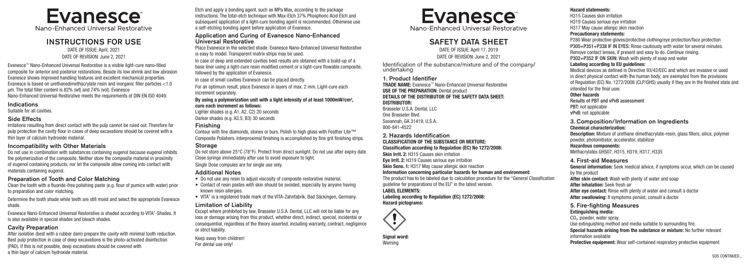# Evanesce™

Nano-Enhanced Universal Restorative

## INSTRUCTIONS FOR USE

DATE OF ISSUE: April, 2021
DATE OF REVISION: June 2, 2021

Evanesce™ Nano-Enhanced Universal Restorative is a visible light-cure nano-filled composite for anterior and posterior restorations. Beside its low shrink and low abrasion Evanesce shows improved handling features and excellent mechanical properties. Evanesce is based on urethanedimethacrylate resin and inorganic filler particles <1.0 µm. The total filler content is 82% (wt) and 74% (vol). Evanesce Nano-Enhanced Universal Restorative meets the requirements of DIN EN ISO 4049.

### Indications

Suitable for all cavities.

### Side Effects

Irritations resulting from direct contact with the pulp cannot be ruled out. Therefore for pulp protection the cavity floor in cases of deep excavations should be covered with a thin layer of calcium hydroxide material.

### Incompatibility with Other Materials

Do not use in combination with substances containing eugenol because eugenol inhibits the polymerization of the composite. Neither store the composite material in proximity of eugenol containing products, nor let the composite allow coming into contact with materials containing eugenol.

### Preparation of Tooth and Color Matching

Clean the tooth with a fluoride-free polishing paste (e.g. flour of pumice with water) prior to preparation and color matching.

Determine the tooth shade while teeth are still moist and select the appropriate Evanesce shade.

Evanesce Nano-Enhanced Universal Restorative is shaded according to VITA*-Shades. It is also available in special shades and bleach shades.

### Cavity Preparation

After isolation (best with a rubber dam) prepare the cavity with minimal tooth reduction. Best pulp protection in case of deep excavations is the photo-activated disinfection (PAD). If this is not possible, deep excavations should be covered with a thin layer of calcium hydroxide material.

Etch and apply a bonding agent, such as MPa Max, according to the package instructions. The total-etch technique with Max-Etch 37% Phosphoric Acid Etch and subsequent application of a light-cure bonding agent is recommended. Otherwise use a self-etching bonding agent before application of Evanesce.

### Application and Curing of Evanesce Nano-Enhanced Universal Restorative

Place Evanesce in the selected shade. Evanesce Nano-Enhanced Universal Restorative is easy to model. Transparent matrix strips may be used.

In case of deep and extended cavities best results are obtained with a build-up of a base liner using a light-cure resin modified cement or a light-cure flowable composite, followed by the application of Evanesce.

In case of small cavities Evanesce can be placed directly.

For an optimum result, place Evanesce in layers of max. 2 mm. Light-cure each increment separately.

**By using a polymerization unit with a light intensity of at least 1000mW/cm², cure each increment as follows:**

Lighter shades (e.g. A1, A2, C2) 20 seconds
Darker shades (e.g. A3.5, B3) 30 seconds

### Finishing

Contour with fine diamonds, stones or burs. Polish to high gloss with Feather Lite™ Composite Polishers. Interproximal finishing is accomplished by fine grit finishing strips.

### Storage

Do not store above 25°C (78°F). Protect from direct sunlight. Do not use after expiry date. Close syringe immediately after use to avoid exposure to light.

Single Dose compules are for single use only.

### Additional Notes

- Do not use any resin to adjust viscosity of composite restorative material.
- Contact of resin pastes with skin should be avoided, especially by anyone having known resin allergies.
- VITA* is a registered trade mark of the VITA-Zahnfabrik, Bad Säckingen, Germany.

### Limitation of Liability

Except where prohibited by law, Brasseler U.S.A. Dental, LLC will not be liable for any loss or damage arising from this product, whether direct, indirect, special, incidental or consequential, regardless of the theory asserted, including warranty, contract, negligence or strict liability.

Keep away from children!
For dental use only!

# Evanesce™

Nano-Enhanced Universal Restorative

## SAFETY DATA SHEET

DATE OF ISSUE: April 17, 2019
DATE OF REVISION: June 2, 2021

Identification of the substance/mixture and of the company/undertaking

### 1. Product Identifier

**TRADE NAME:** Evanesce™ Nano-Enhanced Universal Restorative
**USE OF THE PREPARATION:** Dental product
**DETAILS OF THE DISTRIBUTOR OF THE SAFETY DATA SHEET:**
**DISTRIBUTOR:**
Brasseler U.S.A. Dental, LLC
One Brasseler Blvd.
Savannah, GA 31419, U.S.A.
800-841-4522

### 2. Hazards Identification

**CLASSIFICATION OF THE SUBSTANCE OR MIXTURE:**
**Classification according to Regulation (EC) No 1272/2008:**
**Skin Irrit. 2:** H315 Causes skin irritation
**Eye Irrit. 2:** H319 Causes serious eye irritation
**Skin Sens. 1:** H317 May cause allergic skin reaction
**Information concerning particular hazards for human and environment:**
The product has to be labeled due to calculation procedure for the "General Classification guideline for preparations of the EU" in the latest version.
**LABEL ELEMENTS:**
**Labeling according to Regulation (EC) 1272/2008:**
**Hazard pictograms:**

**Signal word:**
Warning

**Hazard statements:**
H315 Causes skin irritation
H319 Causes serious eye irritation
H317 May cause allergic skin reaction
**Precautionary statements:**
P280 Wear protective gloves/protective clothing/eye protection/face protection
**P305+P351+P338 IF IN EYES:** Rinse cautiously with water for several minutes. Remove contact lenses, if present and easy to do. Continue rinsing.
**P302+P352 IF ON SKIN:** Wash with plenty of soap and water
**Labeling according to EU guidelines:**
Medical devices as defined in Directive 93/42/EEC and which are invasive or used in direct physical contact with the human body; are exempted from the provisions of Regulation (EC) No. 1272/2008 (CLP/GHS) usually if they are in the finished state and intended for the final user.
**Other hazards**
Results of PBT and vPvB assessment
**PBT:** not applicable
**vPvB:** not applicable

### 3. Composition/Information on Ingredients

**Chemical characterization:**
**Description:** Mixture of urethane dimethacrylate-resin, glass fillers, silica, polymer powder, photoinitiator, accelerator, stabilizer
**Hazardous components:**
Methacrylates GHS07, H315, H319, H317, H335

### 4. First-aid Measures

**General information:** Seek medical advice, if symptoms occur, which can be caused by the product
**After skin contact:** Wash with plenty of water and soap
**After inhalation:** Seek fresh air
**After eye contact:** Rinse with plenty of water and consult a doctor
**After swallowing:** If symptoms persist, consult a doctor

### 5. Fire-fighting Measures

**Extinguishing media:**
$CO_2$, powder, water spray.
Use extinguishing method and media suitable to surrounding fire.
**Special hazards arising from the substance or mixture:** No further relevant information available
**Protective equipment:** Wear self-contained respiratory protective equipment

SDS CONTINUED...